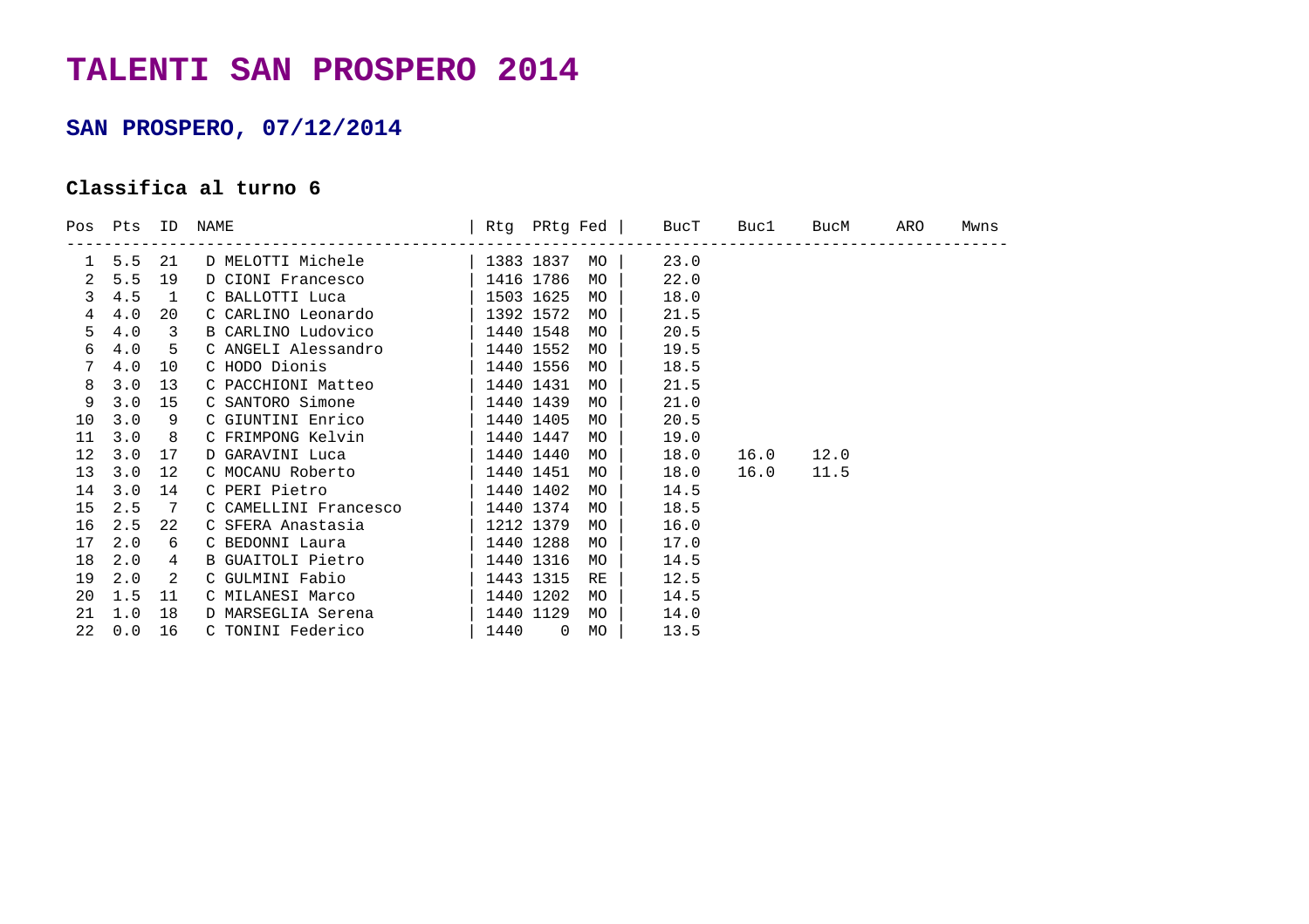# TALENTI SAN PROSPERO 2014

## SAN PROSPERO, 07/12/2014

### Classifica al turno 6

| Pos | Pts | ID | NAME | Rtg | PRtg | Fed | BucT | Buc1 | BucM | ARO | Mwns |
|---|---|---|---|---|---|---|---|---|---|---|---|
| 1 | 5.5 | 21 | D MELOTTI Michele | 1383 | 1837 | MO | 23.0 | | | | |
| 2 | 5.5 | 19 | D CIONI Francesco | 1416 | 1786 | MO | 22.0 | | | | |
| 3 | 4.5 | 1 | C BALLOTTI Luca | 1503 | 1625 | MO | 18.0 | | | | |
| 4 | 4.0 | 20 | C CARLINO Leonardo | 1392 | 1572 | MO | 21.5 | | | | |
| 5 | 4.0 | 3 | B CARLINO Ludovico | 1440 | 1548 | MO | 20.5 | | | | |
| 6 | 4.0 | 5 | C ANGELI Alessandro | 1440 | 1552 | MO | 19.5 | | | | |
| 7 | 4.0 | 10 | C HODO Dionis | 1440 | 1556 | MO | 18.5 | | | | |
| 8 | 3.0 | 13 | C PACCHIONI Matteo | 1440 | 1431 | MO | 21.5 | | | | |
| 9 | 3.0 | 15 | C SANTORO Simone | 1440 | 1439 | MO | 21.0 | | | | |
| 10 | 3.0 | 9 | C GIUNTINI Enrico | 1440 | 1405 | MO | 20.5 | | | | |
| 11 | 3.0 | 8 | C FRIMPONG Kelvin | 1440 | 1447 | MO | 19.0 | | | | |
| 12 | 3.0 | 17 | D GARAVINI Luca | 1440 | 1440 | MO | 18.0 | 16.0 | 12.0 | | |
| 13 | 3.0 | 12 | C MOCANU Roberto | 1440 | 1451 | MO | 18.0 | 16.0 | 11.5 | | |
| 14 | 3.0 | 14 | C PERI Pietro | 1440 | 1402 | MO | 14.5 | | | | |
| 15 | 2.5 | 7 | C CAMELLINI Francesco | 1440 | 1374 | MO | 18.5 | | | | |
| 16 | 2.5 | 22 | C SFERA Anastasia | 1212 | 1379 | MO | 16.0 | | | | |
| 17 | 2.0 | 6 | C BEDONNI Laura | 1440 | 1288 | MO | 17.0 | | | | |
| 18 | 2.0 | 4 | B GUAITOLI Pietro | 1440 | 1316 | MO | 14.5 | | | | |
| 19 | 2.0 | 2 | C GULMINI Fabio | 1443 | 1315 | RE | 12.5 | | | | |
| 20 | 1.5 | 11 | C MILANESI Marco | 1440 | 1202 | MO | 14.5 | | | | |
| 21 | 1.0 | 18 | D MARSEGLIA Serena | 1440 | 1129 | MO | 14.0 | | | | |
| 22 | 0.0 | 16 | C TONINI Federico | 1440 | 0 | MO | 13.5 | | | | |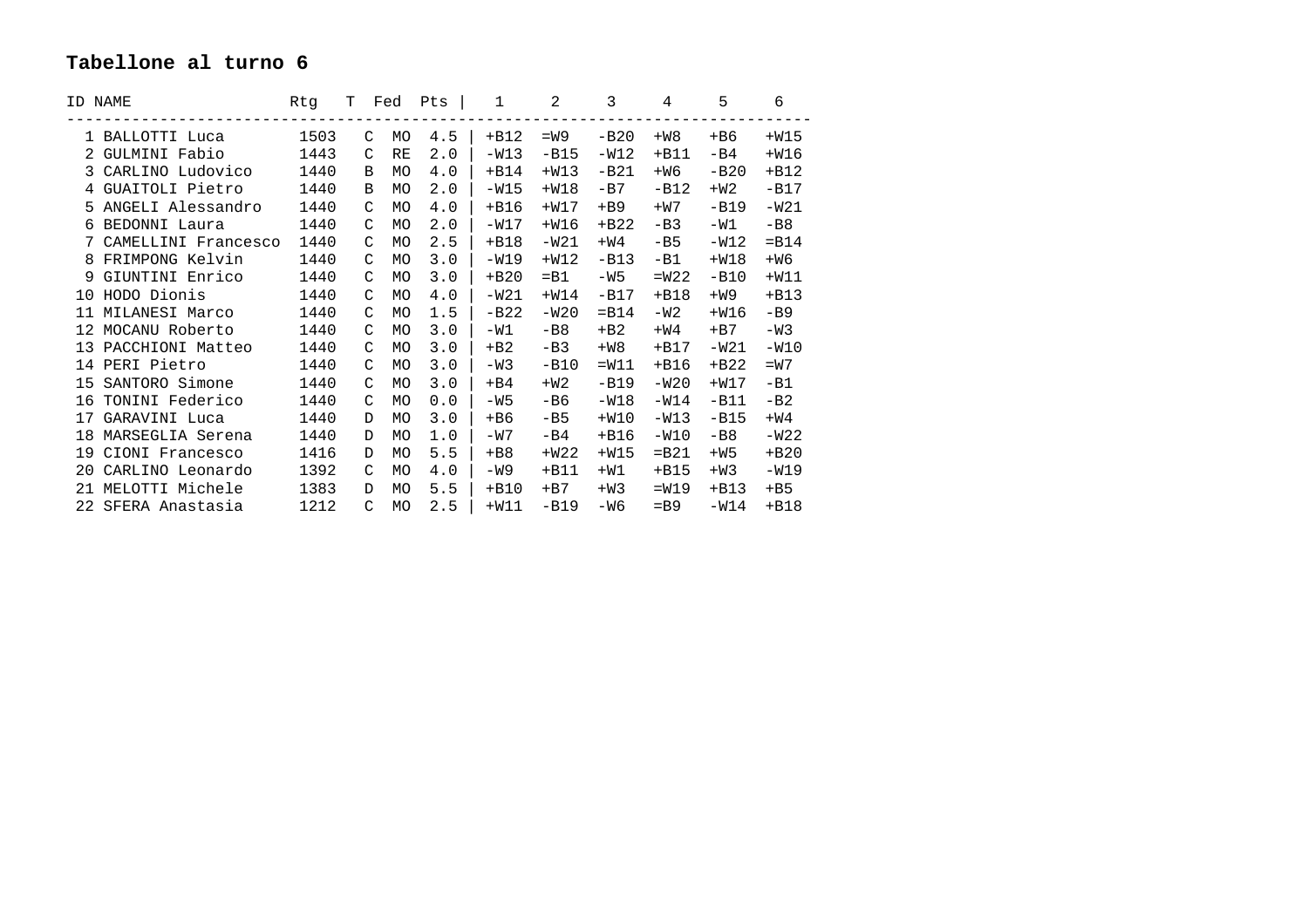**Tabellone al turno 6**

| ID | NAME | Rtg | T | Fed | Pts | 1 | 2 | 3 | 4 | 5 | 6 |
|---|---|---|---|---|---|---|---|---|---|---|---|
| 1 | BALLOTTI Luca | 1503 | C | MO | 4.5 | +B12 | =W9 | -B20 | +W8 | +B6 | +W15 |
| 2 | GULMINI Fabio | 1443 | C | RE | 2.0 | -W13 | -B15 | -W12 | +B11 | -B4 | +W16 |
| 3 | CARLINO Ludovico | 1440 | B | MO | 4.0 | +B14 | +W13 | -B21 | +W6 | -B20 | +B12 |
| 4 | GUAITOLI Pietro | 1440 | B | MO | 2.0 | -W15 | +W18 | -B7 | -B12 | +W2 | -B17 |
| 5 | ANGELI Alessandro | 1440 | C | MO | 4.0 | +B16 | +W17 | +B9 | +W7 | -B19 | -W21 |
| 6 | BEDONNI Laura | 1440 | C | MO | 2.0 | -W17 | +W16 | +B22 | -B3 | -W1 | -B8 |
| 7 | CAMELLINI Francesco | 1440 | C | MO | 2.5 | +B18 | -W21 | +W4 | -B5 | -W12 | =B14 |
| 8 | FRIMPONG Kelvin | 1440 | C | MO | 3.0 | -W19 | +W12 | -B13 | -B1 | +W18 | +W6 |
| 9 | GIUNTINI Enrico | 1440 | C | MO | 3.0 | +B20 | =B1 | -W5 | =W22 | -B10 | +W11 |
| 10 | HODO Dionis | 1440 | C | MO | 4.0 | -W21 | +W14 | -B17 | +B18 | +W9 | +B13 |
| 11 | MILANESI Marco | 1440 | C | MO | 1.5 | -B22 | -W20 | =B14 | -W2 | +W16 | -B9 |
| 12 | MOCANU Roberto | 1440 | C | MO | 3.0 | -W1 | -B8 | +B2 | +W4 | +B7 | -W3 |
| 13 | PACCHIONI Matteo | 1440 | C | MO | 3.0 | +B2 | -B3 | +W8 | +B17 | -W21 | -W10 |
| 14 | PERI Pietro | 1440 | C | MO | 3.0 | -W3 | -B10 | =W11 | +B16 | +B22 | =W7 |
| 15 | SANTORO Simone | 1440 | C | MO | 3.0 | +B4 | +W2 | -B19 | -W20 | +W17 | -B1 |
| 16 | TONINI Federico | 1440 | C | MO | 0.0 | -W5 | -B6 | -W18 | -W14 | -B11 | -B2 |
| 17 | GARAVINI Luca | 1440 | D | MO | 3.0 | +B6 | -B5 | +W10 | -W13 | -B15 | +W4 |
| 18 | MARSEGLIA Serena | 1440 | D | MO | 1.0 | -W7 | -B4 | +B16 | -W10 | -B8 | -W22 |
| 19 | CIONI Francesco | 1416 | D | MO | 5.5 | +B8 | +W22 | +W15 | =B21 | +W5 | +B20 |
| 20 | CARLINO Leonardo | 1392 | C | MO | 4.0 | -W9 | +B11 | +W1 | +B15 | +W3 | -W19 |
| 21 | MELOTTI Michele | 1383 | D | MO | 5.5 | +B10 | +B7 | +W3 | =W19 | +B13 | +B5 |
| 22 | SFERA Anastasia | 1212 | C | MO | 2.5 | +W11 | -B19 | -W6 | =B9 | -W14 | +B18 |